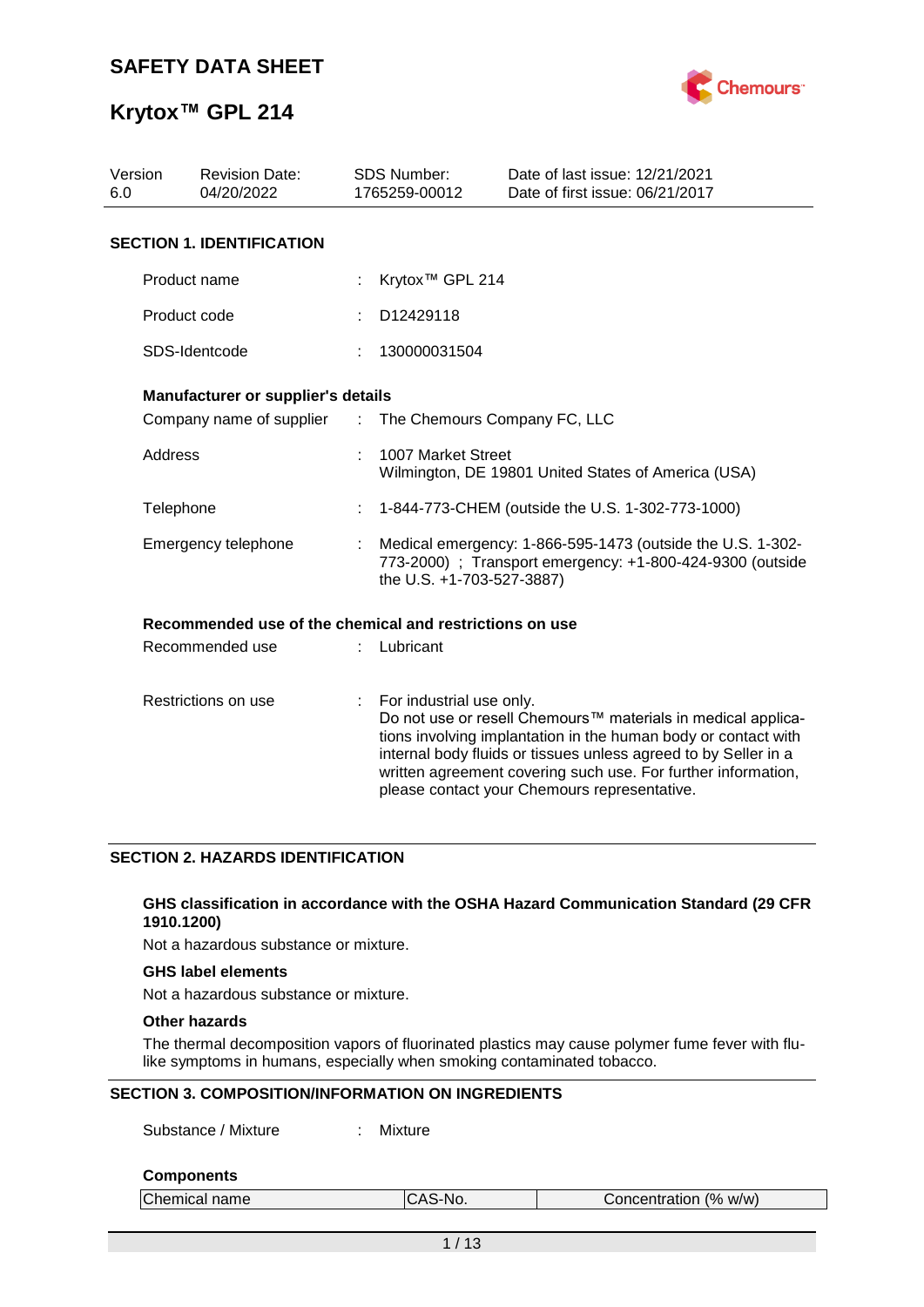# SAFETY DATA SHEET

# Krytox™ GPL 214

| Version | Revision Date: | SDS Number: | Date of last issue: 12/21/2021 |
|---|---|---|---|
| 6.0 | 04/20/2022 | 1765259-00012 | Date of first issue: 06/21/2017 |

## SECTION 1. IDENTIFICATION

Product name : Krytox™ GPL 214

Product code : D12429118

SDS-Identcode : 130000031504

**Manufacturer or supplier's details**

Company name of supplier : The Chemours Company FC, LLC

Address : 1007 Market Street
Wilmington, DE 19801 United States of America (USA)

Telephone : 1-844-773-CHEM (outside the U.S. 1-302-773-1000)

Emergency telephone : Medical emergency: 1-866-595-1473 (outside the U.S. 1-302-773-2000) ; Transport emergency: +1-800-424-9300 (outside the U.S. +1-703-527-3887)

**Recommended use of the chemical and restrictions on use**

Recommended use : Lubricant

Restrictions on use : For industrial use only.
Do not use or resell Chemours™ materials in medical applications involving implantation in the human body or contact with internal body fluids or tissues unless agreed to by Seller in a written agreement covering such use. For further information, please contact your Chemours representative.

## SECTION 2. HAZARDS IDENTIFICATION

**GHS classification in accordance with the OSHA Hazard Communication Standard (29 CFR 1910.1200)**

Not a hazardous substance or mixture.

**GHS label elements**

Not a hazardous substance or mixture.

**Other hazards**

The thermal decomposition vapors of fluorinated plastics may cause polymer fume fever with flu-like symptoms in humans, especially when smoking contaminated tobacco.

## SECTION 3. COMPOSITION/INFORMATION ON INGREDIENTS

Substance / Mixture : Mixture

**Components**

| Chemical name | CAS-No. | Concentration (% w/w) |
|---|---|---|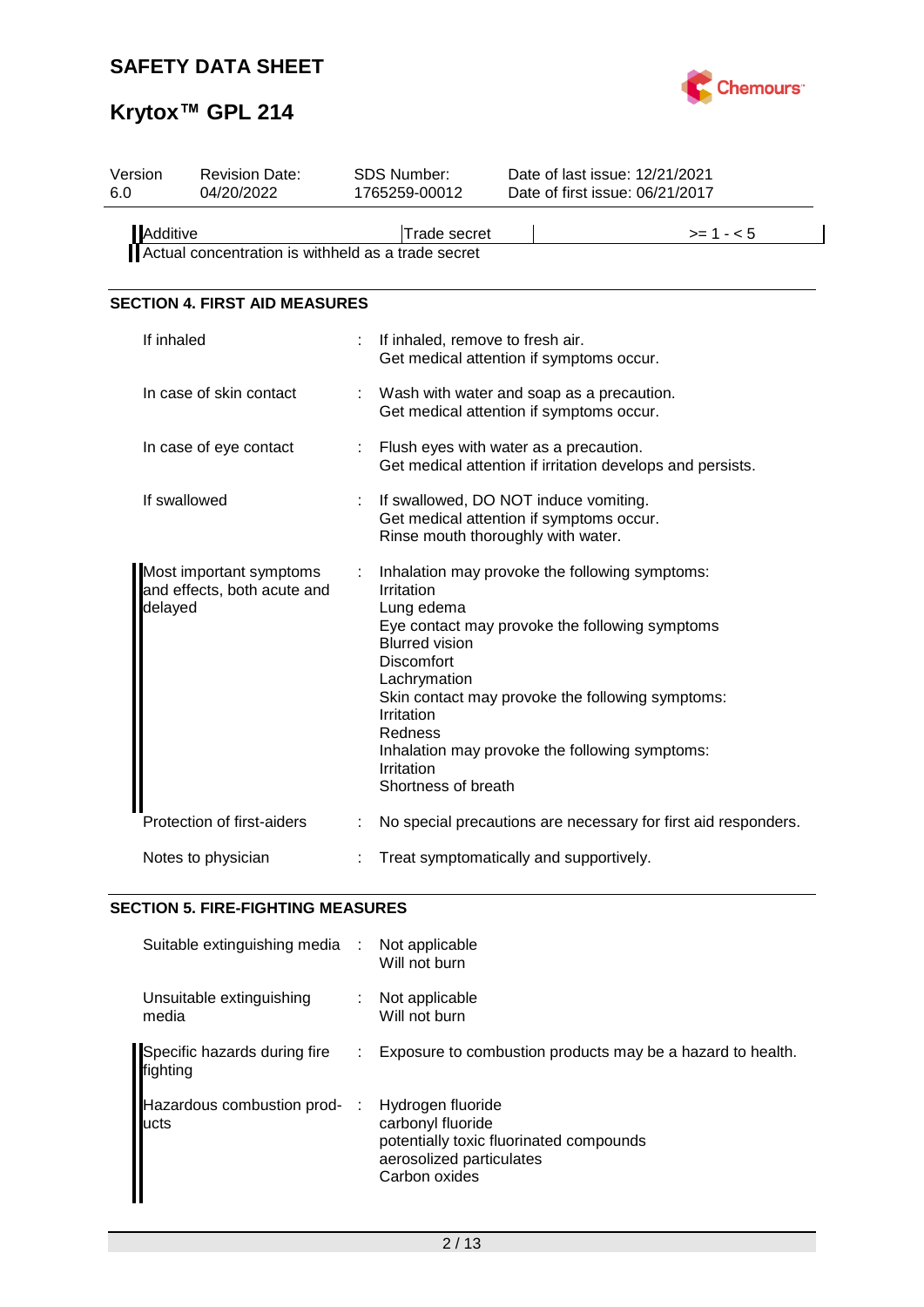| Version 6.0 | Revision Date: 04/20/2022 | SDS Number: 1765259-00012 | Date of last issue: 12/21/2021 Date of first issue: 06/21/2017 |
|---|---|---|---|

| Additive | Trade secret | | >= 1 - < 5 |
|---|---|---|---|

Actual concentration is withheld as a trade secret

## SECTION 4. FIRST AID MEASURES

| | | |
|---|---|---|
| If inhaled | : | If inhaled, remove to fresh air.<br>Get medical attention if symptoms occur. |
| In case of skin contact | : | Wash with water and soap as a precaution.<br>Get medical attention if symptoms occur. |
| In case of eye contact | : | Flush eyes with water as a precaution.<br>Get medical attention if irritation develops and persists. |
| If swallowed | : | If swallowed, DO NOT induce vomiting.<br>Get medical attention if symptoms occur.<br>Rinse mouth thoroughly with water. |
| Most important symptoms and effects, both acute and delayed | : | Inhalation may provoke the following symptoms:<br>Irritation<br>Lung edema<br>Eye contact may provoke the following symptoms<br>Blurred vision<br>Discomfort<br>Lachrymation<br>Skin contact may provoke the following symptoms:<br>Irritation<br>Redness<br>Inhalation may provoke the following symptoms:<br>Irritation<br>Shortness of breath |
| Protection of first-aiders | : | No special precautions are necessary for first aid responders. |
| Notes to physician | : | Treat symptomatically and supportively. |

## SECTION 5. FIRE-FIGHTING MEASURES

| | | |
|---|---|---|
| Suitable extinguishing media | : | Not applicable<br>Will not burn |
| Unsuitable extinguishing media | : | Not applicable<br>Will not burn |
| Specific hazards during fire fighting | : | Exposure to combustion products may be a hazard to health. |
| Hazardous combustion products | : | Hydrogen fluoride<br>carbonyl fluoride<br>potentially toxic fluorinated compounds<br>aerosolized particulates<br>Carbon oxides |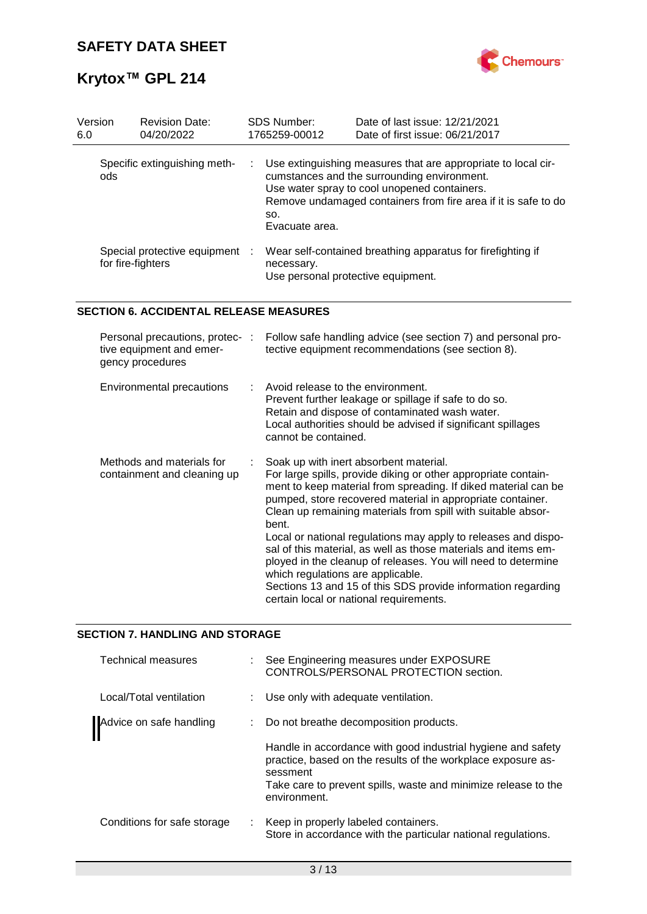| Version 6.0 | Revision Date: 04/20/2022 | SDS Number: 1765259-00012 | Date of last issue: 12/21/2021 Date of first issue: 06/21/2017 |
|---|---|---|---|

| | | |
|---|---|---|
| Specific extinguishing methods | : | Use extinguishing measures that are appropriate to local circumstances and the surrounding environment. Use water spray to cool unopened containers. Remove undamaged containers from fire area if it is safe to do so. Evacuate area. |
| Special protective equipment for fire-fighters | : | Wear self-contained breathing apparatus for firefighting if necessary. Use personal protective equipment. |

## SECTION 6. ACCIDENTAL RELEASE MEASURES

| | | |
|---|---|---|
| Personal precautions, protective equipment and emergency procedures | : | Follow safe handling advice (see section 7) and personal protective equipment recommendations (see section 8). |
| Environmental precautions | : | Avoid release to the environment. Prevent further leakage or spillage if safe to do so. Retain and dispose of contaminated wash water. Local authorities should be advised if significant spillages cannot be contained. |
| Methods and materials for containment and cleaning up | : | Soak up with inert absorbent material. For large spills, provide diking or other appropriate containment to keep material from spreading. If diked material can be pumped, store recovered material in appropriate container. Clean up remaining materials from spill with suitable absorbent. Local or national regulations may apply to releases and disposal of this material, as well as those materials and items employed in the cleanup of releases. You will need to determine which regulations are applicable. Sections 13 and 15 of this SDS provide information regarding certain local or national requirements. |

## SECTION 7. HANDLING AND STORAGE

| | | |
|---|---|---|
| Technical measures | : | See Engineering measures under EXPOSURE CONTROLS/PERSONAL PROTECTION section. |
| Local/Total ventilation | : | Use only with adequate ventilation. |
| Advice on safe handling | : | Do not breathe decomposition products. Handle in accordance with good industrial hygiene and safety practice, based on the results of the workplace exposure assessment Take care to prevent spills, waste and minimize release to the environment. |
| Conditions for safe storage | : | Keep in properly labeled containers. Store in accordance with the particular national regulations. |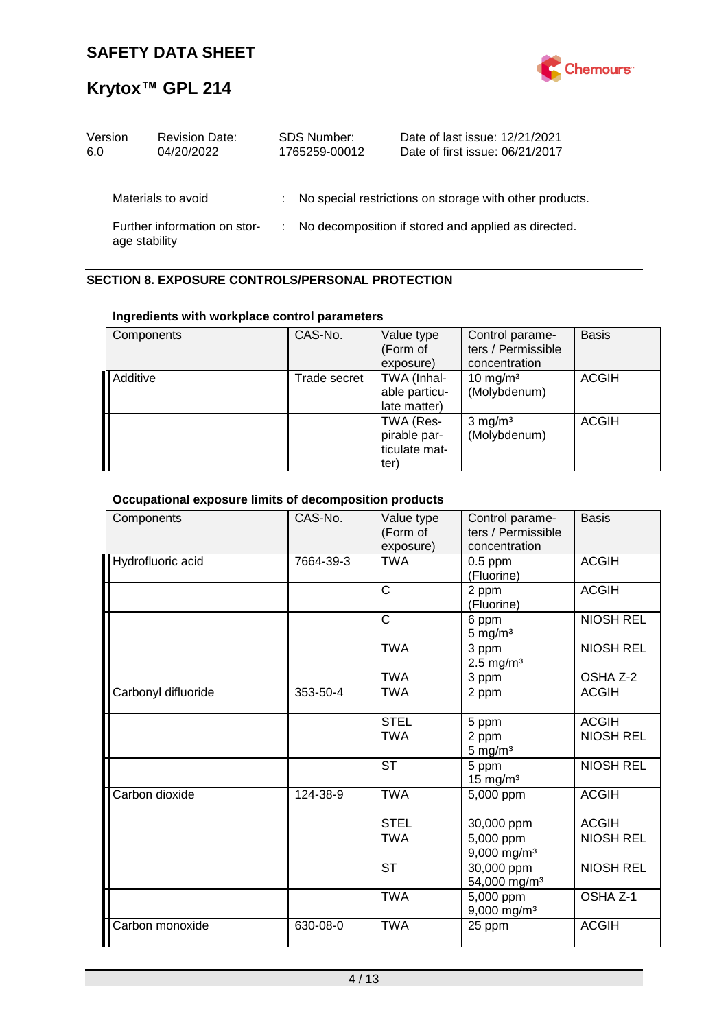| | | |
|---|---|---|
| Materials to avoid | : | No special restrictions on storage with other products. |
| Further information on storage stability | : | No decomposition if stored and applied as directed. |

## SECTION 8. EXPOSURE CONTROLS/PERSONAL PROTECTION

### Ingredients with workplace control parameters

| Components | CAS-No. | Value type (Form of exposure) | Control parameters / Permissible concentration | Basis |
|---|---|---|---|---|
| Additive | Trade secret | TWA (Inhalable particulate matter) | 10 mg/m³ (Molybdenum) | ACGIH |
| | | TWA (Respirable particulate matter) | 3 mg/m³ (Molybdenum) | ACGIH |

### Occupational exposure limits of decomposition products

| Components | CAS-No. | Value type (Form of exposure) | Control parameters / Permissible concentration | Basis |
|---|---|---|---|---|
| Hydrofluoric acid | 7664-39-3 | TWA | 0.5 ppm (Fluorine) | ACGIH |
| | | C | 2 ppm (Fluorine) | ACGIH |
| | | C | 6 ppm 5 mg/m³ | NIOSH REL |
| | | TWA | 3 ppm 2.5 mg/m³ | NIOSH REL |
| | | TWA | 3 ppm | OSHA Z-2 |
| Carbonyl difluoride | 353-50-4 | TWA | 2 ppm | ACGIH |
| | | STEL | 5 ppm | ACGIH |
| | | TWA | 2 ppm 5 mg/m³ | NIOSH REL |
| | | ST | 5 ppm 15 mg/m³ | NIOSH REL |
| Carbon dioxide | 124-38-9 | TWA | 5,000 ppm | ACGIH |
| | | STEL | 30,000 ppm | ACGIH |
| | | TWA | 5,000 ppm 9,000 mg/m³ | NIOSH REL |
| | | ST | 30,000 ppm 54,000 mg/m³ | NIOSH REL |
| | | TWA | 5,000 ppm 9,000 mg/m³ | OSHA Z-1 |
| Carbon monoxide | 630-08-0 | TWA | 25 ppm | ACGIH |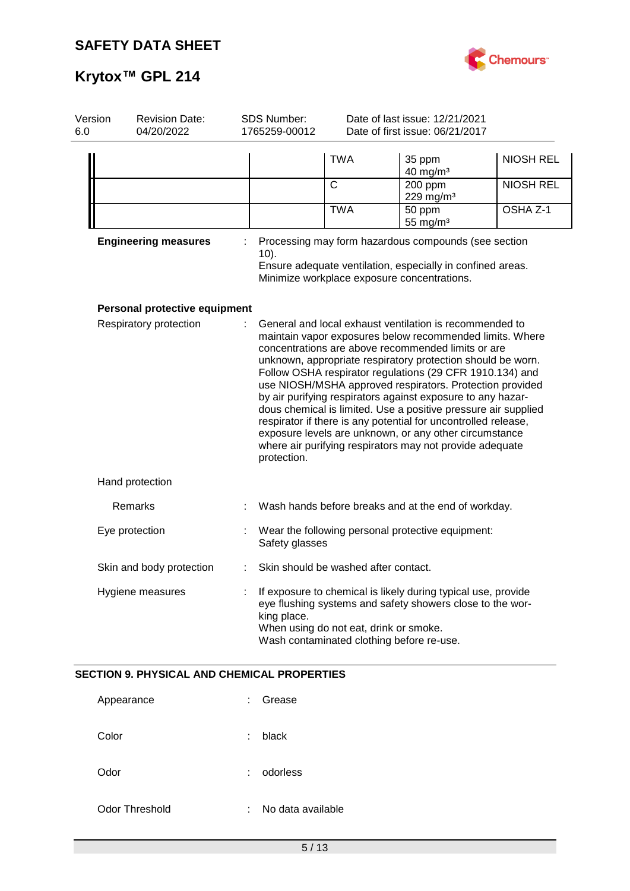| Version 6.0 | Revision Date: 04/20/2022 | SDS Number: 1765259-00012 | Date of last issue: 12/21/2021<br>Date of first issue: 06/21/2017 |
|---|---|---|---|

| | | | | |
|---|---|---|---|---|
| | | TWA | 35 ppm<br>40 mg/m³ | NIOSH REL |
| | | C | 200 ppm<br>229 mg/m³ | NIOSH REL |
| | | TWA | 50 ppm<br>55 mg/m³ | OSHA Z-1 |

**Engineering measures** : Processing may form hazardous compounds (see section 10).
Ensure adequate ventilation, especially in confined areas.
Minimize workplace exposure concentrations.

**Personal protective equipment**

Respiratory protection : General and local exhaust ventilation is recommended to maintain vapor exposures below recommended limits. Where concentrations are above recommended limits or are unknown, appropriate respiratory protection should be worn. Follow OSHA respirator regulations (29 CFR 1910.134) and use NIOSH/MSHA approved respirators. Protection provided by air purifying respirators against exposure to any hazardous chemical is limited. Use a positive pressure air supplied respirator if there is any potential for uncontrolled release, exposure levels are unknown, or any other circumstance where air purifying respirators may not provide adequate protection.

Hand protection

Remarks : Wash hands before breaks and at the end of workday.

Eye protection : Wear the following personal protective equipment:
Safety glasses

Skin and body protection : Skin should be washed after contact.

Hygiene measures : If exposure to chemical is likely during typical use, provide eye flushing systems and safety showers close to the working place.
When using do not eat, drink or smoke.
Wash contaminated clothing before re-use.

## SECTION 9. PHYSICAL AND CHEMICAL PROPERTIES

Appearance : Grease

Color : black

Odor : odorless

Odor Threshold : No data available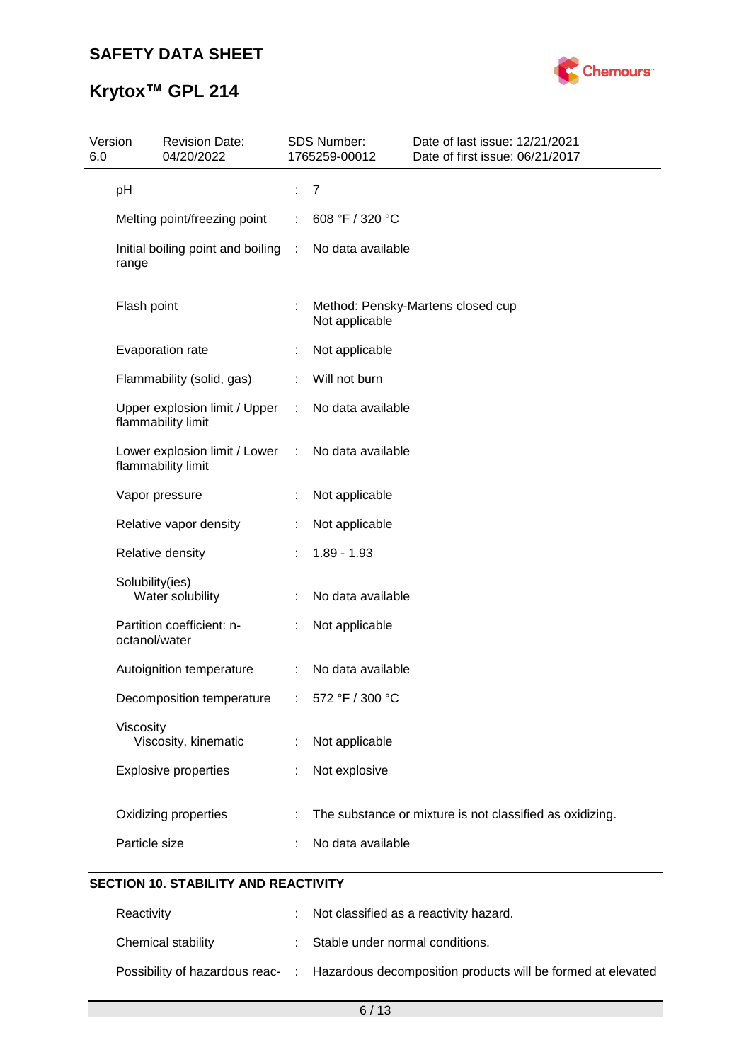| | | |
|---|---|---|
| pH | : | 7 |
| Melting point/freezing point | : | 608 °F / 320 °C |
| Initial boiling point and boiling range | : | No data available |
| Flash point | : | Method: Pensky-Martens closed cup<br>Not applicable |
| Evaporation rate | : | Not applicable |
| Flammability (solid, gas) | : | Will not burn |
| Upper explosion limit / Upper flammability limit | : | No data available |
| Lower explosion limit / Lower flammability limit | : | No data available |
| Vapor pressure | : | Not applicable |
| Relative vapor density | : | Not applicable |
| Relative density | : | 1.89 - 1.93 |
| Solubility(ies)<br>Water solubility | : | No data available |
| Partition coefficient: n-octanol/water | : | Not applicable |
| Autoignition temperature | : | No data available |
| Decomposition temperature | : | 572 °F / 300 °C |
| Viscosity<br>Viscosity, kinematic | : | Not applicable |
| Explosive properties | : | Not explosive |
| Oxidizing properties | : | The substance or mixture is not classified as oxidizing. |
| Particle size | : | No data available |

## SECTION 10. STABILITY AND REACTIVITY

| | | |
|---|---|---|
| Reactivity | : | Not classified as a reactivity hazard. |
| Chemical stability | : | Stable under normal conditions. |
| Possibility of hazardous reac- | : | Hazardous decomposition products will be formed at elevated |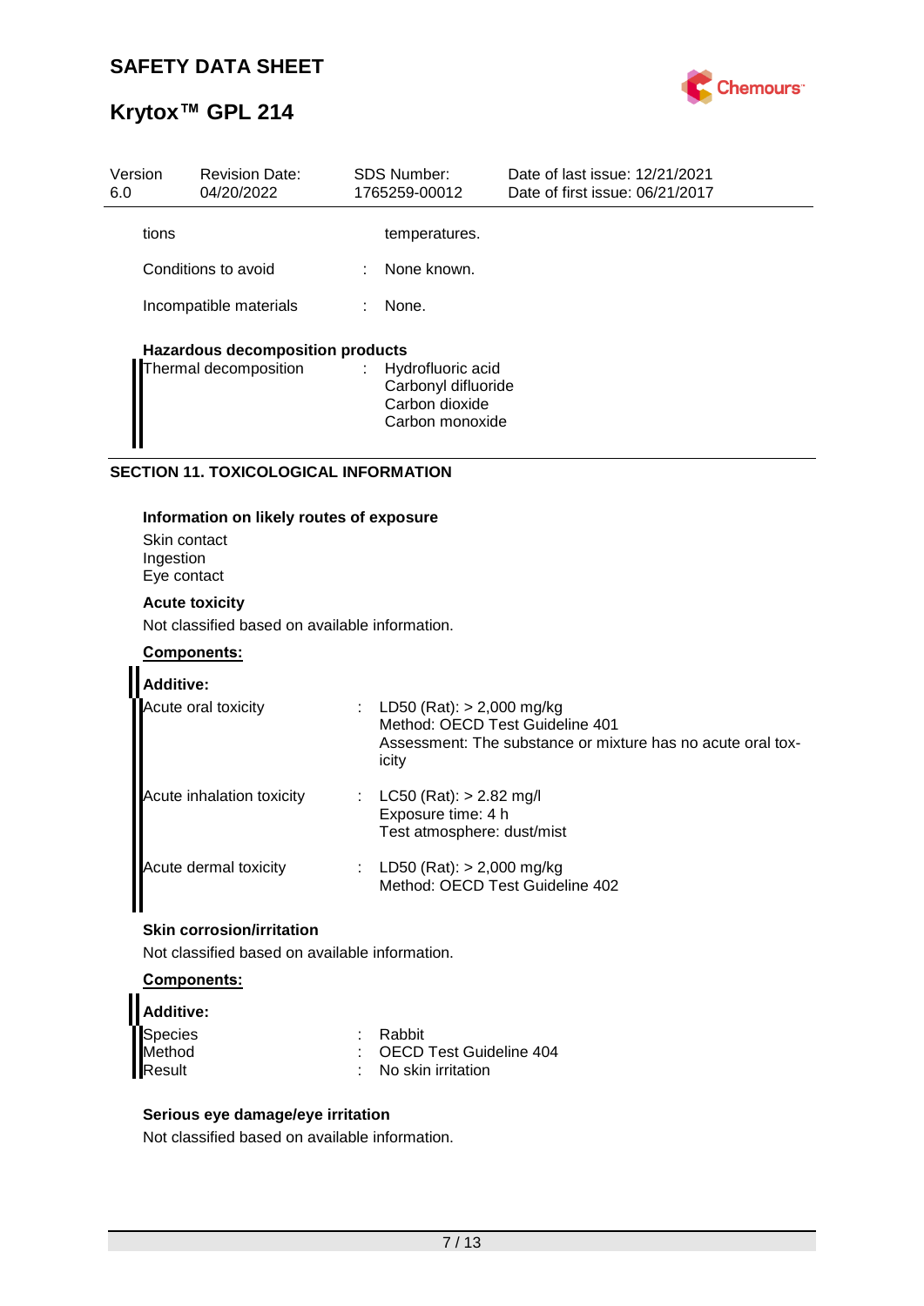| | | |
|---|---|---|
| tions | | temperatures. |
| Conditions to avoid | : | None known. |
| Incompatible materials | : | None. |

**Hazardous decomposition products**

| | | |
|---|---|---|
| Thermal decomposition | : | Hydrofluoric acid<br>Carbonyl difluoride<br>Carbon dioxide<br>Carbon monoxide |

## SECTION 11. TOXICOLOGICAL INFORMATION

**Information on likely routes of exposure**

Skin contact
Ingestion
Eye contact

**Acute toxicity**

Not classified based on available information.

**Components:**

**Additive:**

| | | |
|---|---|---|
| Acute oral toxicity | : | LD50 (Rat): > 2,000 mg/kg<br>Method: OECD Test Guideline 401<br>Assessment: The substance or mixture has no acute oral toxicity |
| Acute inhalation toxicity | : | LC50 (Rat): > 2.82 mg/l<br>Exposure time: 4 h<br>Test atmosphere: dust/mist |
| Acute dermal toxicity | : | LD50 (Rat): > 2,000 mg/kg<br>Method: OECD Test Guideline 402 |

**Skin corrosion/irritation**

Not classified based on available information.

**Components:**

**Additive:**

| | | |
|---|---|---|
| Species | : | Rabbit |
| Method | : | OECD Test Guideline 404 |
| Result | : | No skin irritation |

**Serious eye damage/eye irritation**

Not classified based on available information.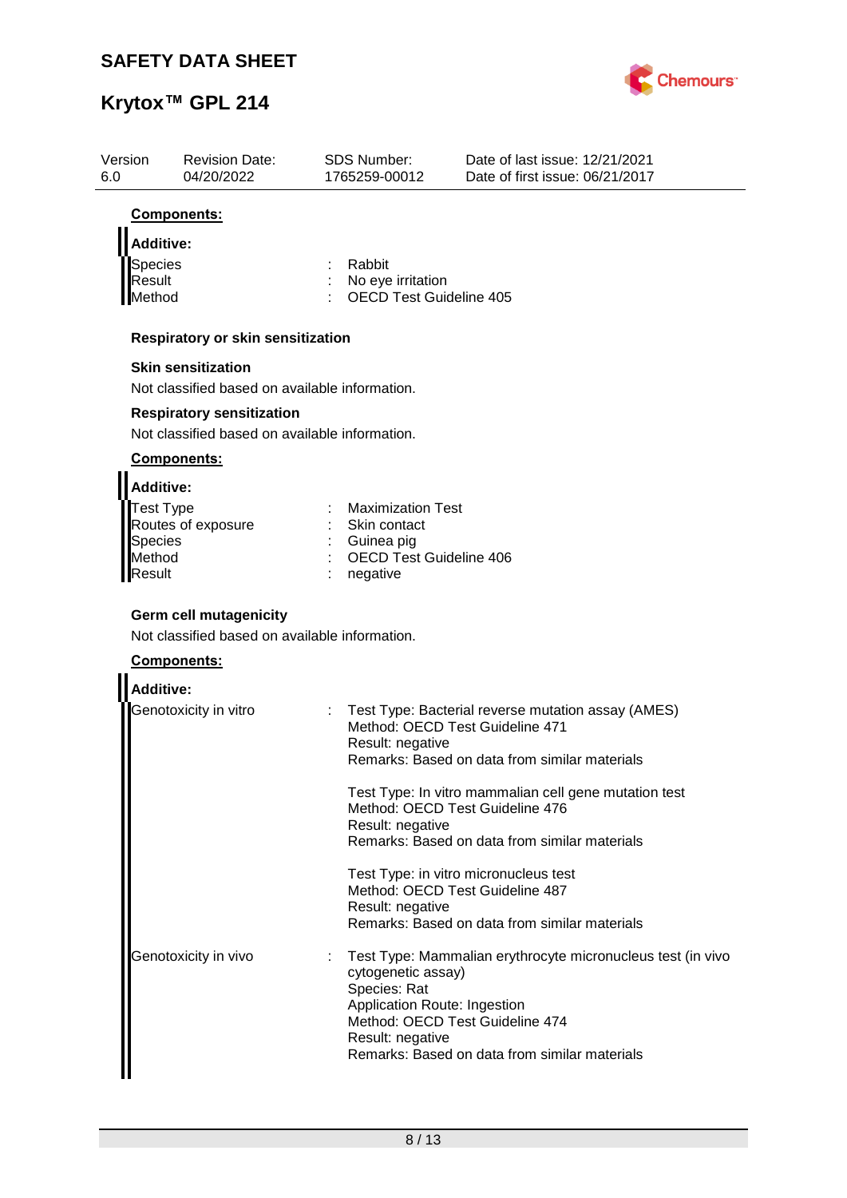**Components:**

**Additive:**

| | | |
|---|---|---|
| Species | : | Rabbit |
| Result | : | No eye irritation |
| Method | : | OECD Test Guideline 405 |

**Respiratory or skin sensitization**

**Skin sensitization**

Not classified based on available information.

**Respiratory sensitization**

Not classified based on available information.

**Components:**

**Additive:**

| | | |
|---|---|---|
| Test Type | : | Maximization Test |
| Routes of exposure | : | Skin contact |
| Species | : | Guinea pig |
| Method | : | OECD Test Guideline 406 |
| Result | : | negative |

**Germ cell mutagenicity**

Not classified based on available information.

**Components:**

**Additive:**

| | | |
|---|---|---|
| Genotoxicity in vitro | : | Test Type: Bacterial reverse mutation assay (AMES)<br>Method: OECD Test Guideline 471<br>Result: negative<br>Remarks: Based on data from similar materials |
| | | Test Type: In vitro mammalian cell gene mutation test<br>Method: OECD Test Guideline 476<br>Result: negative<br>Remarks: Based on data from similar materials |
| | | Test Type: in vitro micronucleus test<br>Method: OECD Test Guideline 487<br>Result: negative<br>Remarks: Based on data from similar materials |
| Genotoxicity in vivo | : | Test Type: Mammalian erythrocyte micronucleus test (in vivo cytogenetic assay)<br>Species: Rat<br>Application Route: Ingestion<br>Method: OECD Test Guideline 474<br>Result: negative<br>Remarks: Based on data from similar materials |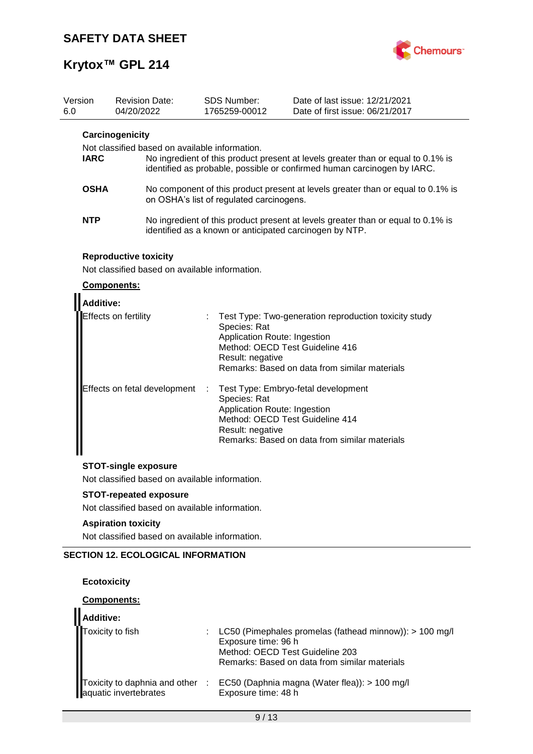**Carcinogenicity**

Not classified based on available information.

| | |
|---|---|
| **IARC** | No ingredient of this product present at levels greater than or equal to 0.1% is identified as probable, possible or confirmed human carcinogen by IARC. |
| **OSHA** | No component of this product present at levels greater than or equal to 0.1% is on OSHA's list of regulated carcinogens. |
| **NTP** | No ingredient of this product present at levels greater than or equal to 0.1% is identified as a known or anticipated carcinogen by NTP. |

**Reproductive toxicity**

Not classified based on available information.

**Components:**

**Additive:**

| | | |
|---|---|---|
| Effects on fertility | : | Test Type: Two-generation reproduction toxicity study<br>Species: Rat<br>Application Route: Ingestion<br>Method: OECD Test Guideline 416<br>Result: negative<br>Remarks: Based on data from similar materials |
| Effects on fetal development | : | Test Type: Embryo-fetal development<br>Species: Rat<br>Application Route: Ingestion<br>Method: OECD Test Guideline 414<br>Result: negative<br>Remarks: Based on data from similar materials |

**STOT-single exposure**

Not classified based on available information.

**STOT-repeated exposure**

Not classified based on available information.

**Aspiration toxicity**

Not classified based on available information.

## SECTION 12. ECOLOGICAL INFORMATION

**Ecotoxicity**

**Components:**

**Additive:**

| | | |
|---|---|---|
| Toxicity to fish | : | LC50 (Pimephales promelas (fathead minnow)): > 100 mg/l<br>Exposure time: 96 h<br>Method: OECD Test Guideline 203<br>Remarks: Based on data from similar materials |
| Toxicity to daphnia and other aquatic invertebrates | : | EC50 (Daphnia magna (Water flea)): > 100 mg/l<br>Exposure time: 48 h |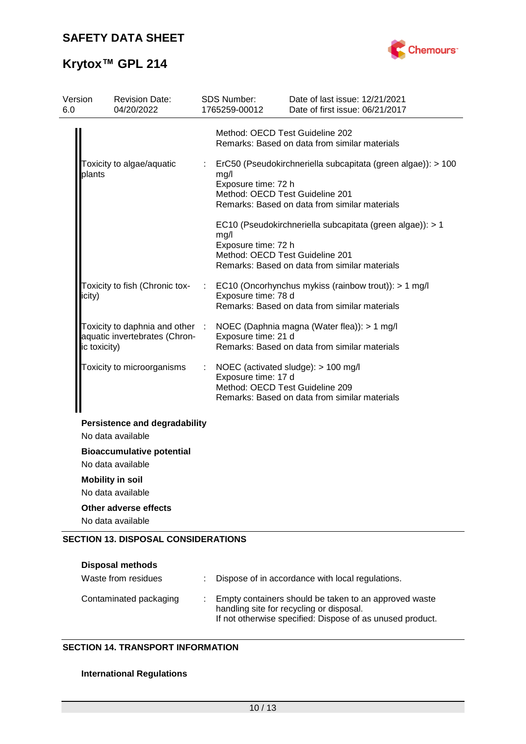| | | |
|---|---|---|
| | | Method: OECD Test Guideline 202<br>Remarks: Based on data from similar materials |
| Toxicity to algae/aquatic plants | : | ErC50 (Pseudokirchneriella subcapitata (green algae)): > 100 mg/l<br>Exposure time: 72 h<br>Method: OECD Test Guideline 201<br>Remarks: Based on data from similar materials |
| | | EC10 (Pseudokirchneriella subcapitata (green algae)): > 1 mg/l<br>Exposure time: 72 h<br>Method: OECD Test Guideline 201<br>Remarks: Based on data from similar materials |
| Toxicity to fish (Chronic toxicity) | : | EC10 (Oncorhynchus mykiss (rainbow trout)): > 1 mg/l<br>Exposure time: 78 d<br>Remarks: Based on data from similar materials |
| Toxicity to daphnia and other aquatic invertebrates (Chronic toxicity) | : | NOEC (Daphnia magna (Water flea)): > 1 mg/l<br>Exposure time: 21 d<br>Remarks: Based on data from similar materials |
| Toxicity to microorganisms | : | NOEC (activated sludge): > 100 mg/l<br>Exposure time: 17 d<br>Method: OECD Test Guideline 209<br>Remarks: Based on data from similar materials |

**Persistence and degradability**

No data available

**Bioaccumulative potential**

No data available

**Mobility in soil**

No data available

**Other adverse effects**

No data available

## SECTION 13. DISPOSAL CONSIDERATIONS

**Disposal methods**

| | | |
|---|---|---|
| Waste from residues | : | Dispose of in accordance with local regulations. |
| Contaminated packaging | : | Empty containers should be taken to an approved waste handling site for recycling or disposal.<br>If not otherwise specified: Dispose of as unused product. |

## SECTION 14. TRANSPORT INFORMATION

**International Regulations**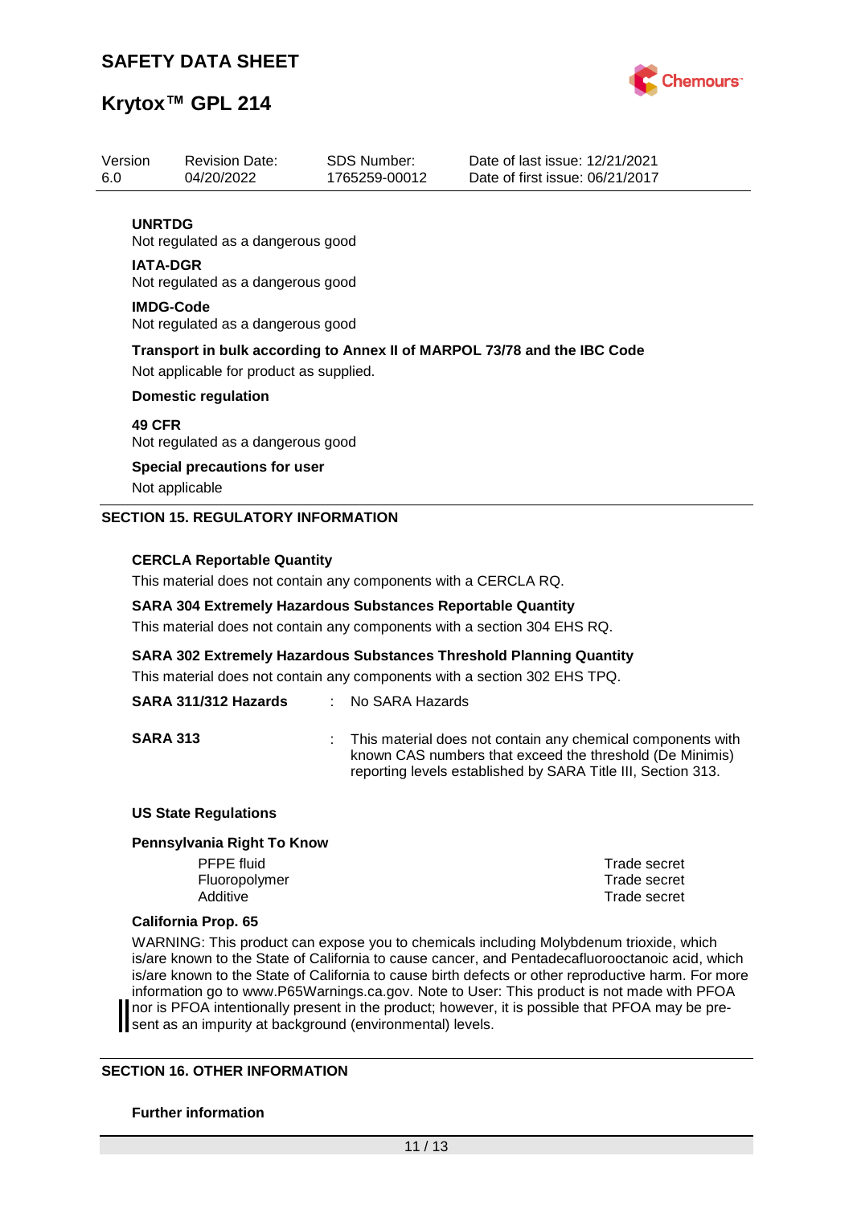**UNRTDG**
Not regulated as a dangerous good

**IATA-DGR**
Not regulated as a dangerous good

**IMDG-Code**
Not regulated as a dangerous good

**Transport in bulk according to Annex II of MARPOL 73/78 and the IBC Code**

Not applicable for product as supplied.

**Domestic regulation**

**49 CFR**
Not regulated as a dangerous good

**Special precautions for user**

Not applicable

## SECTION 15. REGULATORY INFORMATION

**CERCLA Reportable Quantity**

This material does not contain any components with a CERCLA RQ.

**SARA 304 Extremely Hazardous Substances Reportable Quantity**

This material does not contain any components with a section 304 EHS RQ.

**SARA 302 Extremely Hazardous Substances Threshold Planning Quantity**

This material does not contain any components with a section 302 EHS TPQ.

**SARA 311/312 Hazards** : No SARA Hazards

**SARA 313** : This material does not contain any chemical components with known CAS numbers that exceed the threshold (De Minimis) reporting levels established by SARA Title III, Section 313.

**US State Regulations**

**Pennsylvania Right To Know**

| | |
|---|---|
| PFPE fluid | Trade secret |
| Fluoropolymer | Trade secret |
| Additive | Trade secret |

**California Prop. 65**

WARNING: This product can expose you to chemicals including Molybdenum trioxide, which is/are known to the State of California to cause cancer, and Pentadecafluorooctanoic acid, which is/are known to the State of California to cause birth defects or other reproductive harm. For more information go to www.P65Warnings.ca.gov. Note to User: This product is not made with PFOA nor is PFOA intentionally present in the product; however, it is possible that PFOA may be present as an impurity at background (environmental) levels.

## SECTION 16. OTHER INFORMATION

**Further information**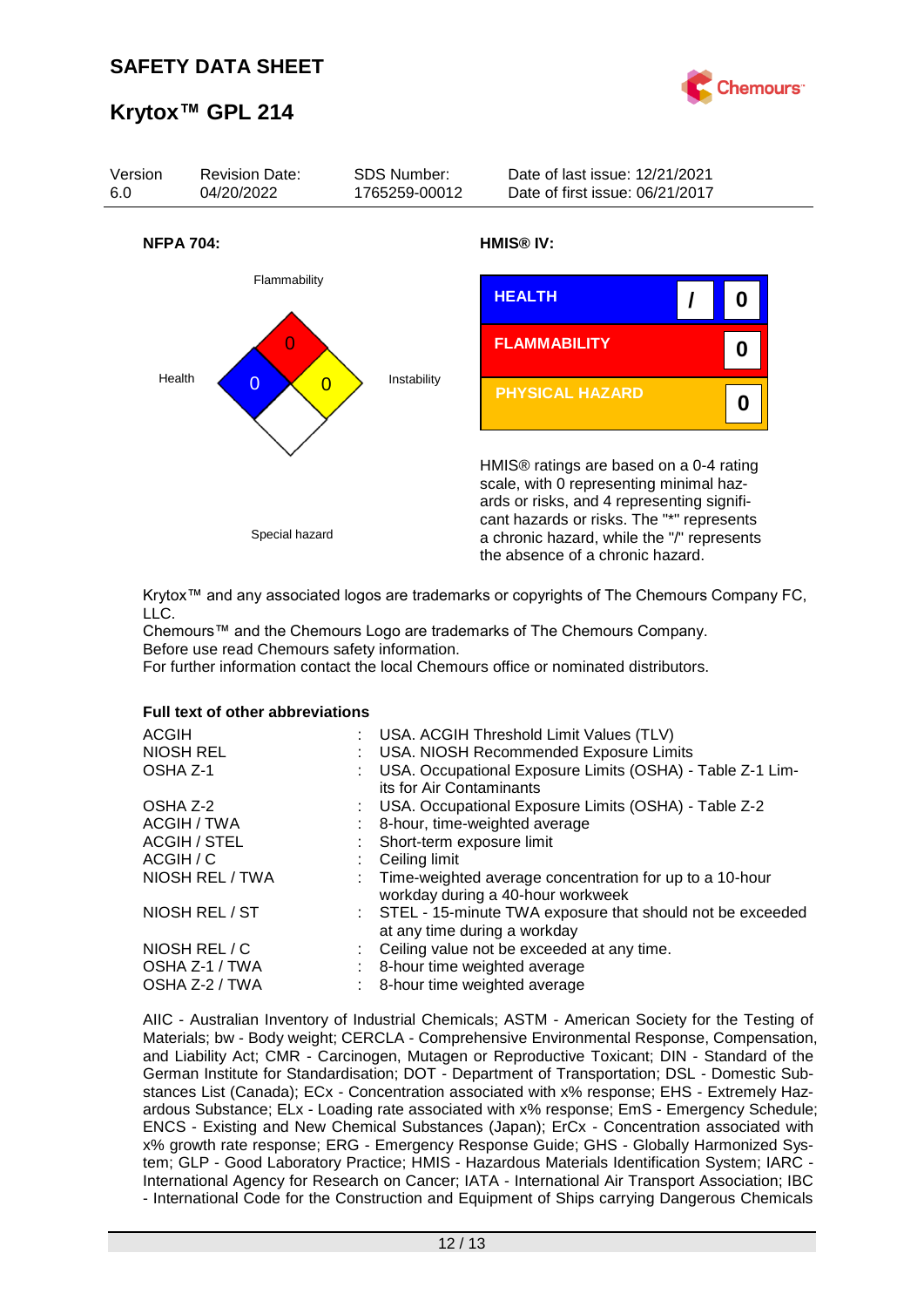| Version | Revision Date: | SDS Number: | Date of last issue: 12/21/2021 |
|---|---|---|---|
| 6.0 | 04/20/2022 | 1765259-00012 | Date of first issue: 06/21/2017 |

**NFPA 704:**

| | |
|---|---|
| Flammability | 0 |
| Health | 0 |
| Instability | 0 |
| Special hazard | |

**HMIS® IV:**

| | | |
|---|---|---|
| HEALTH | / | 0 |
| FLAMMABILITY | | 0 |
| PHYSICAL HAZARD | | 0 |

HMIS® ratings are based on a 0-4 rating scale, with 0 representing minimal hazards or risks, and 4 representing significant hazards or risks. The "*" represents a chronic hazard, while the "/" represents the absence of a chronic hazard.

Krytox™ and any associated logos are trademarks or copyrights of The Chemours Company FC, LLC.
Chemours™ and the Chemours Logo are trademarks of The Chemours Company.
Before use read Chemours safety information.
For further information contact the local Chemours office or nominated distributors.

**Full text of other abbreviations**

| | | |
|---|---|---|
| ACGIH | : | USA. ACGIH Threshold Limit Values (TLV) |
| NIOSH REL | : | USA. NIOSH Recommended Exposure Limits |
| OSHA Z-1 | : | USA. Occupational Exposure Limits (OSHA) - Table Z-1 Limits for Air Contaminants |
| OSHA Z-2 | : | USA. Occupational Exposure Limits (OSHA) - Table Z-2 |
| ACGIH / TWA | : | 8-hour, time-weighted average |
| ACGIH / STEL | : | Short-term exposure limit |
| ACGIH / C | : | Ceiling limit |
| NIOSH REL / TWA | : | Time-weighted average concentration for up to a 10-hour workday during a 40-hour workweek |
| NIOSH REL / ST | : | STEL - 15-minute TWA exposure that should not be exceeded at any time during a workday |
| NIOSH REL / C | : | Ceiling value not be exceeded at any time. |
| OSHA Z-1 / TWA | : | 8-hour time weighted average |
| OSHA Z-2 / TWA | : | 8-hour time weighted average |

AIIC - Australian Inventory of Industrial Chemicals; ASTM - American Society for the Testing of Materials; bw - Body weight; CERCLA - Comprehensive Environmental Response, Compensation, and Liability Act; CMR - Carcinogen, Mutagen or Reproductive Toxicant; DIN - Standard of the German Institute for Standardisation; DOT - Department of Transportation; DSL - Domestic Substances List (Canada); ECx - Concentration associated with x% response; EHS - Extremely Hazardous Substance; ELx - Loading rate associated with x% response; EmS - Emergency Schedule; ENCS - Existing and New Chemical Substances (Japan); ErCx - Concentration associated with x% growth rate response; ERG - Emergency Response Guide; GHS - Globally Harmonized System; GLP - Good Laboratory Practice; HMIS - Hazardous Materials Identification System; IARC - International Agency for Research on Cancer; IATA - International Air Transport Association; IBC - International Code for the Construction and Equipment of Ships carrying Dangerous Chemicals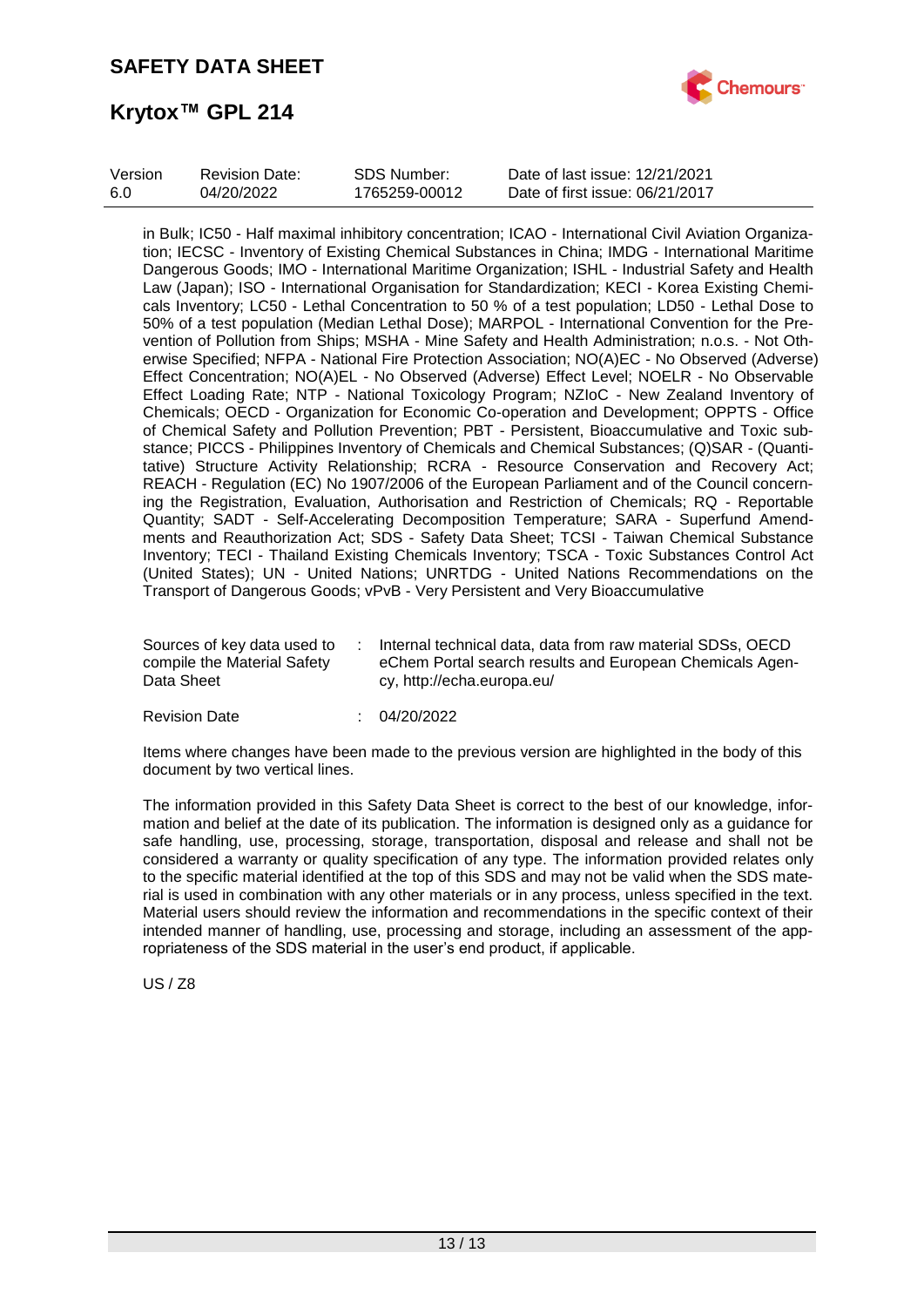in Bulk; IC50 - Half maximal inhibitory concentration; ICAO - International Civil Aviation Organization; IECSC - Inventory of Existing Chemical Substances in China; IMDG - International Maritime Dangerous Goods; IMO - International Maritime Organization; ISHL - Industrial Safety and Health Law (Japan); ISO - International Organisation for Standardization; KECI - Korea Existing Chemicals Inventory; LC50 - Lethal Concentration to 50 % of a test population; LD50 - Lethal Dose to 50% of a test population (Median Lethal Dose); MARPOL - International Convention for the Prevention of Pollution from Ships; MSHA - Mine Safety and Health Administration; n.o.s. - Not Otherwise Specified; NFPA - National Fire Protection Association; NO(A)EC - No Observed (Adverse) Effect Concentration; NO(A)EL - No Observed (Adverse) Effect Level; NOELR - No Observable Effect Loading Rate; NTP - National Toxicology Program; NZIoC - New Zealand Inventory of Chemicals; OECD - Organization for Economic Co-operation and Development; OPPTS - Office of Chemical Safety and Pollution Prevention; PBT - Persistent, Bioaccumulative and Toxic substance; PICCS - Philippines Inventory of Chemicals and Chemical Substances; (Q)SAR - (Quantitative) Structure Activity Relationship; RCRA - Resource Conservation and Recovery Act; REACH - Regulation (EC) No 1907/2006 of the European Parliament and of the Council concerning the Registration, Evaluation, Authorisation and Restriction of Chemicals; RQ - Reportable Quantity; SADT - Self-Accelerating Decomposition Temperature; SARA - Superfund Amendments and Reauthorization Act; SDS - Safety Data Sheet; TCSI - Taiwan Chemical Substance Inventory; TECI - Thailand Existing Chemicals Inventory; TSCA - Toxic Substances Control Act (United States); UN - United Nations; UNRTDG - United Nations Recommendations on the Transport of Dangerous Goods; vPvB - Very Persistent and Very Bioaccumulative

Sources of key data used to compile the Material Safety Data Sheet : Internal technical data, data from raw material SDSs, OECD eChem Portal search results and European Chemicals Agency, http://echa.europa.eu/

Revision Date : 04/20/2022

Items where changes have been made to the previous version are highlighted in the body of this document by two vertical lines.

The information provided in this Safety Data Sheet is correct to the best of our knowledge, information and belief at the date of its publication. The information is designed only as a guidance for safe handling, use, processing, storage, transportation, disposal and release and shall not be considered a warranty or quality specification of any type. The information provided relates only to the specific material identified at the top of this SDS and may not be valid when the SDS material is used in combination with any other materials or in any process, unless specified in the text. Material users should review the information and recommendations in the specific context of their intended manner of handling, use, processing and storage, including an assessment of the appropriateness of the SDS material in the user's end product, if applicable.

US / Z8